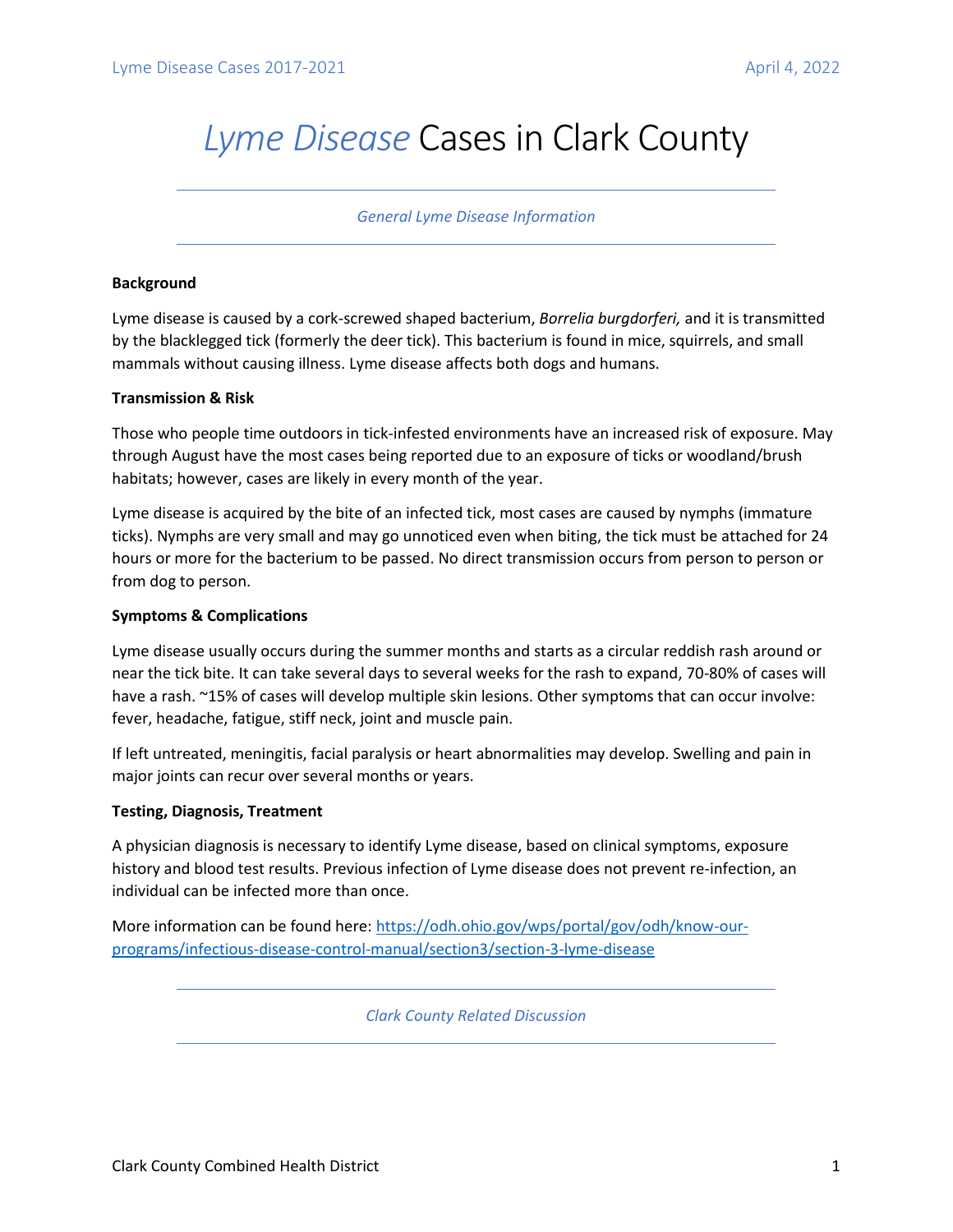# *Lyme Disease* Cases in Clark County

*General Lyme Disease Information*

**Background**

Lyme disease is caused by a cork-screwed shaped bacterium, *Borrelia burgdorferi,* and it is transmitted by the blacklegged tick (formerly the deer tick). This bacterium is found in mice, squirrels, and small mammals without causing illness. Lyme disease affects both dogs and humans.

**Transmission & Risk**

Those who people time outdoors in tick-infested environments have an increased risk of exposure. May through August have the most cases being reported due to an exposure of ticks or woodland/brush habitats; however, cases are likely in every month of the year.

Lyme disease is acquired by the bite of an infected tick, most cases are caused by nymphs (immature ticks). Nymphs are very small and may go unnoticed even when biting, the tick must be attached for 24 hours or more for the bacterium to be passed. No direct transmission occurs from person to person or from dog to person.

**Symptoms & Complications**

Lyme disease usually occurs during the summer months and starts as a circular reddish rash around or near the tick bite. It can take several days to several weeks for the rash to expand, 70-80% of cases will have a rash. ~15% of cases will develop multiple skin lesions. Other symptoms that can occur involve: fever, headache, fatigue, stiff neck, joint and muscle pain.

If left untreated, meningitis, facial paralysis or heart abnormalities may develop. Swelling and pain in major joints can recur over several months or years.

**Testing, Diagnosis, Treatment**

A physician diagnosis is necessary to identify Lyme disease, based on clinical symptoms, exposure history and blood test results. Previous infection of Lyme disease does not prevent re-infection, an individual can be infected more than once.

More information can be found here: [https://odh.ohio.gov/wps/portal/gov/odh/know-our-programs/infectious-disease-control-manual/section3/section-3-lyme-disease](https://odh.ohio.gov/wps/portal/gov/odh/know-our-programs/infectious-disease-control-manual/section3/section-3-lyme-disease)

*Clark County Related Discussion*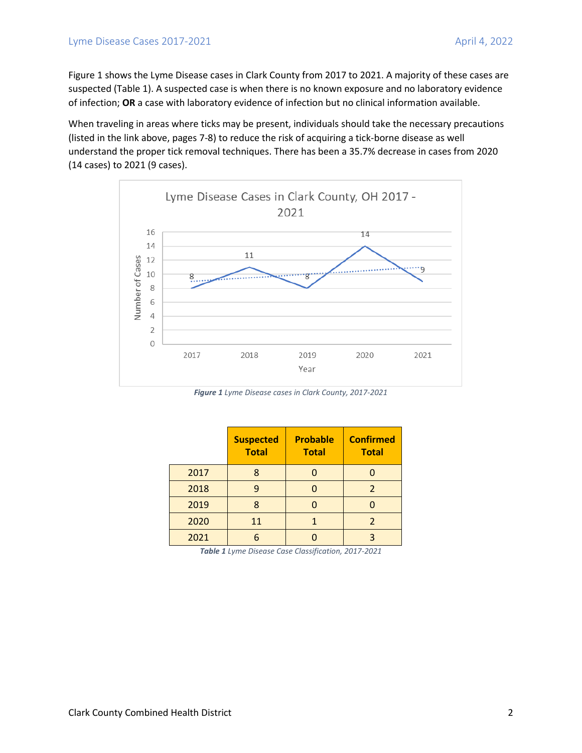Figure 1 shows the Lyme Disease cases in Clark County from 2017 to 2021. A majority of these cases are suspected (Table 1). A suspected case is when there is no known exposure and no laboratory evidence of infection; **OR** a case with laboratory evidence of infection but no clinical information available.

When traveling in areas where ticks may be present, individuals should take the necessary precautions (listed in the link above, pages 7-8) to reduce the risk of acquiring a tick-borne disease as well understand the proper tick removal techniques. There has been a 35.7% decrease in cases from 2020 (14 cases) to 2021 (9 cases).

Lyme Disease Cases in Clark County, OH 2017 - 2021

Number of Cases

16
14
12
10
8
6
4
2
0

8
11
8
14
9

2017
2018
2019
2020
2021

Year

***Figure 1*** *Lyme Disease cases in Clark County, 2017-2021*

| | Suspected Total | Probable Total | Confirmed Total |
|---|---|---|---|
| 2017 | 8 | 0 | 0 |
| 2018 | 9 | 0 | 2 |
| 2019 | 8 | 0 | 0 |
| 2020 | 11 | 1 | 2 |
| 2021 | 6 | 0 | 3 |

***Table 1*** *Lyme Disease Case Classification, 2017-2021*